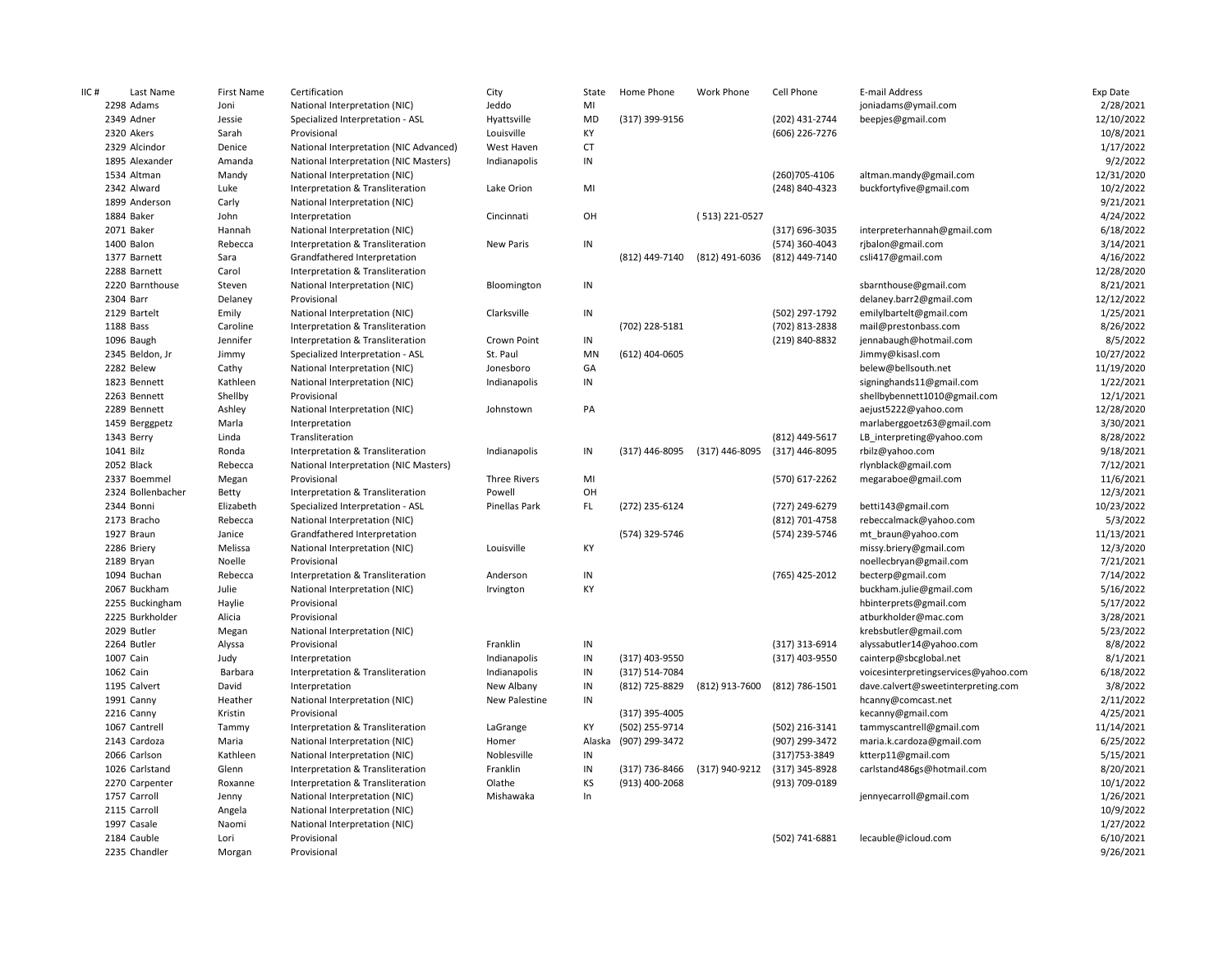| IIC # | Last Name | First Name | Certification | City | State | Home Phone | Work Phone | Cell Phone | E-mail Address | Exp Date |
|---|---|---|---|---|---|---|---|---|---|---|
| 2298 | Adams | Joni | National Interpretation (NIC) | Jeddo | MI | | | | joniadams@ymail.com | 2/28/2021 |
| 2349 | Adner | Jessie | Specialized Interpretation - ASL | Hyattsville | MD | (317) 399-9156 | | (202) 431-2744 | beepjes@gmail.com | 12/10/2022 |
| 2320 | Akers | Sarah | Provisional | Louisville | KY | | | (606) 226-7276 | | 10/8/2021 |
| 2329 | Alcindor | Denice | National Interpretation (NIC Advanced) | West Haven | CT | | | | | 1/17/2022 |
| 1895 | Alexander | Amanda | National Interpretation (NIC Masters) | Indianapolis | IN | | | | | 9/2/2022 |
| 1534 | Altman | Mandy | National Interpretation (NIC) | | | | | (260)705-4106 | altman.mandy@gmail.com | 12/31/2020 |
| 2342 | Alward | Luke | Interpretation & Transliteration | Lake Orion | MI | | | (248) 840-4323 | buckfortyfive@gmail.com | 10/2/2022 |
| 1899 | Anderson | Carly | National Interpretation (NIC) | | | | | | | 9/21/2021 |
| 1884 | Baker | John | Interpretation | Cincinnati | OH | | ( 513) 221-0527 | | | 4/24/2022 |
| 2071 | Baker | Hannah | National Interpretation (NIC) | | | | | (317) 696-3035 | interpreterhannah@gmail.com | 6/18/2022 |
| 1400 | Balon | Rebecca | Interpretation & Transliteration | New Paris | IN | | | (574) 360-4043 | rjbalon@gmail.com | 3/14/2021 |
| 1377 | Barnett | Sara | Grandfathered Interpretation | | | (812) 449-7140 | (812) 491-6036 | (812) 449-7140 | csli417@gmail.com | 4/16/2022 |
| 2288 | Barnett | Carol | Interpretation & Transliteration | | | | | | | 12/28/2020 |
| 2220 | Barnthouse | Steven | National Interpretation (NIC) | Bloomington | IN | | | | sbarnthouse@gmail.com | 8/21/2021 |
| 2304 | Barr | Delaney | Provisional | | | | | | delaney.barr2@gmail.com | 12/12/2022 |
| 2129 | Bartelt | Emily | National Interpretation (NIC) | Clarksville | IN | | | (502) 297-1792 | emilylbartelt@gmail.com | 1/25/2021 |
| 1188 | Bass | Caroline | Interpretation & Transliteration | | | (702) 228-5181 | | (702) 813-2838 | mail@prestonbass.com | 8/26/2022 |
| 1096 | Baugh | Jennifer | Interpretation & Transliteration | Crown Point | IN | | | (219) 840-8832 | jennabaugh@hotmail.com | 8/5/2022 |
| 2345 | Beldon, Jr | Jimmy | Specialized Interpretation - ASL | St. Paul | MN | (612) 404-0605 | | | Jimmy@kisasl.com | 10/27/2022 |
| 2282 | Belew | Cathy | National Interpretation (NIC) | Jonesboro | GA | | | | belew@bellsouth.net | 11/19/2020 |
| 1823 | Bennett | Kathleen | National Interpretation (NIC) | Indianapolis | IN | | | | signinghands11@gmail.com | 1/22/2021 |
| 2263 | Bennett | Shellby | Provisional | | | | | | shellbybennett1010@gmail.com | 12/1/2021 |
| 2289 | Bennett | Ashley | National Interpretation (NIC) | Johnstown | PA | | | | aejust5222@yahoo.com | 12/28/2020 |
| 1459 | Berggpetz | Marla | Interpretation | | | | | | marlaberggoetz63@gmail.com | 3/30/2021 |
| 1343 | Berry | Linda | Transliteration | | | | | (812) 449-5617 | LB_interpreting@yahoo.com | 8/28/2022 |
| 1041 | Bilz | Ronda | Interpretation & Transliteration | Indianapolis | IN | (317) 446-8095 | (317) 446-8095 | (317) 446-8095 | rbilz@yahoo.com | 9/18/2021 |
| 2052 | Black | Rebecca | National Interpretation (NIC Masters) | | | | | | rlynblack@gmail.com | 7/12/2021 |
| 2337 | Boemmel | Megan | Provisional | Three Rivers | MI | | | (570) 617-2262 | megaraboe@gmail.com | 11/6/2021 |
| 2324 | Bollenbacher | Betty | Interpretation & Transliteration | Powell | OH | | | | | 12/3/2021 |
| 2344 | Bonni | Elizabeth | Specialized Interpretation - ASL | Pinellas Park | FL | (272) 235-6124 | | (727) 249-6279 | betti143@gmail.com | 10/23/2022 |
| 2173 | Bracho | Rebecca | National Interpretation (NIC) | | | | | (812) 701-4758 | rebeccalmack@yahoo.com | 5/3/2022 |
| 1927 | Braun | Janice | Grandfathered Interpretation | | | (574) 329-5746 | | (574) 239-5746 | mt_braun@yahoo.com | 11/13/2021 |
| 2286 | Briery | Melissa | National Interpretation (NIC) | Louisville | KY | | | | missy.briery@gmail.com | 12/3/2020 |
| 2189 | Bryan | Noelle | Provisional | | | | | | noellecbryan@gmail.com | 7/21/2021 |
| 1094 | Buchan | Rebecca | Interpretation & Transliteration | Anderson | IN | | | (765) 425-2012 | becterp@gmail.com | 7/14/2022 |
| 2067 | Buckham | Julie | National Interpretation (NIC) | Irvington | KY | | | | buckham.julie@gmail.com | 5/16/2022 |
| 2255 | Buckingham | Haylie | Provisional | | | | | | hbinterprets@gmail.com | 5/17/2022 |
| 2225 | Burkholder | Alicia | Provisional | | | | | | atburkholder@mac.com | 3/28/2021 |
| 2029 | Butler | Megan | National Interpretation (NIC) | | | | | | krebsbutler@gmail.com | 5/23/2022 |
| 2264 | Butler | Alyssa | Provisional | Franklin | IN | | | (317) 313-6914 | alyssabutler14@yahoo.com | 8/8/2022 |
| 1007 | Cain | Judy | Interpretation | Indianapolis | IN | (317) 403-9550 | | (317) 403-9550 | cainterp@sbcglobal.net | 8/1/2021 |
| 1062 | Cain | Barbara | Interpretation & Transliteration | Indianapolis | IN | (317) 514-7084 | | | voicesinterpretingservices@yahoo.com | 6/18/2022 |
| 1195 | Calvert | David | Interpretation | New Albany | IN | (812) 725-8829 | (812) 913-7600 | (812) 786-1501 | dave.calvert@sweetinterpreting.com | 3/8/2022 |
| 1991 | Canny | Heather | National Interpretation (NIC) | New Palestine | IN | | | | hcanny@comcast.net | 2/11/2022 |
| 2216 | Canny | Kristin | Provisional | | | (317) 395-4005 | | | kecanny@gmail.com | 4/25/2021 |
| 1067 | Cantrell | Tammy | Interpretation & Transliteration | LaGrange | KY | (502) 255-9714 | | (502) 216-3141 | tammyscantrell@gmail.com | 11/14/2021 |
| 2143 | Cardoza | Maria | National Interpretation (NIC) | Homer | Alaska | (907) 299-3472 | | (907) 299-3472 | maria.k.cardoza@gmail.com | 6/25/2022 |
| 2066 | Carlson | Kathleen | National Interpretation (NIC) | Noblesville | IN | | | (317)753-3849 | ktterp11@gmail.com | 5/15/2021 |
| 1026 | Carlstand | Glenn | Interpretation & Transliteration | Franklin | IN | (317) 736-8466 | (317) 940-9212 | (317) 345-8928 | carlstand486gs@hotmail.com | 8/20/2021 |
| 2270 | Carpenter | Roxanne | Interpretation & Transliteration | Olathe | KS | (913) 400-2068 | | (913) 709-0189 | | 10/1/2022 |
| 1757 | Carroll | Jenny | National Interpretation (NIC) | Mishawaka | In | | | | jennyecarroll@gmail.com | 1/26/2021 |
| 2115 | Carroll | Angela | National Interpretation (NIC) | | | | | | | 10/9/2022 |
| 1997 | Casale | Naomi | National Interpretation (NIC) | | | | | | | 1/27/2022 |
| 2184 | Cauble | Lori | Provisional | | | | | (502) 741-6881 | lecauble@icloud.com | 6/10/2021 |
| 2235 | Chandler | Morgan | Provisional | | | | | | | 9/26/2021 |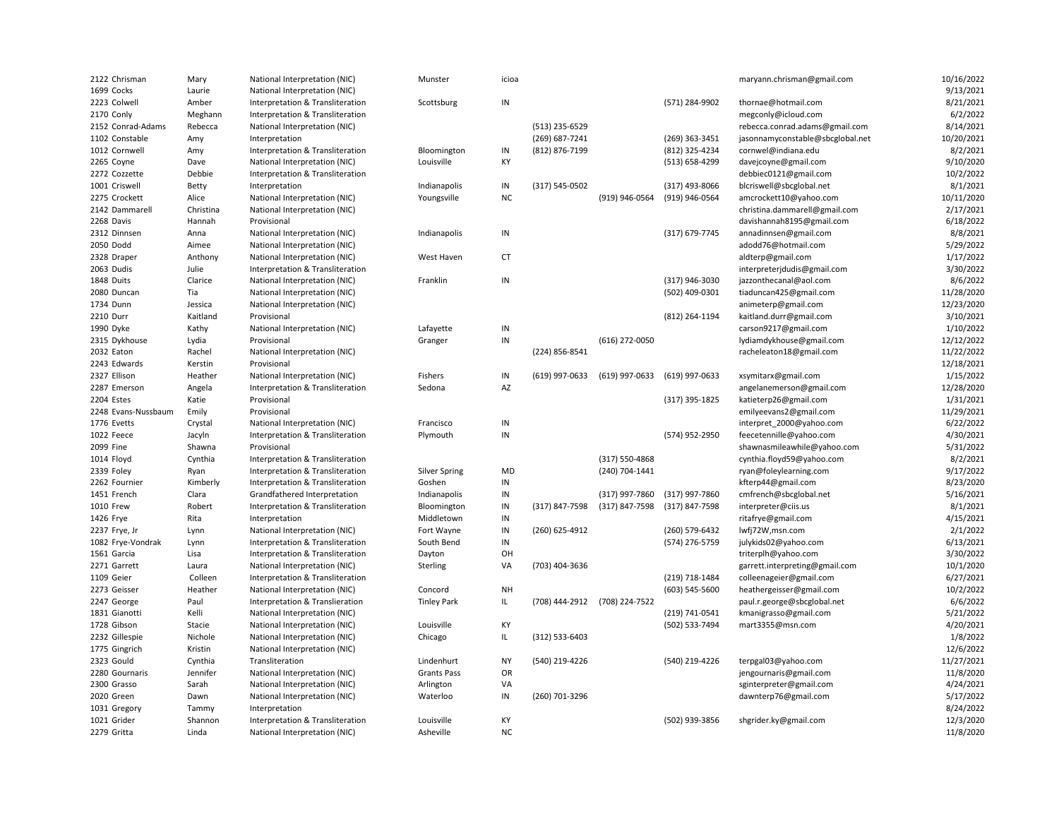| | | | | | | | | | | |
|---|---|---|---|---|---|---|---|---|---|---|
| 2122 | Chrisman | Mary | National Interpretation (NIC) | Munster | icioa | | | | maryann.chrisman@gmail.com | 10/16/2022 |
| 1699 | Cocks | Laurie | National Interpretation (NIC) | | | | | | | 9/13/2021 |
| 2223 | Colwell | Amber | Interpretation & Transliteration | Scottsburg | IN | | | (571) 284-9902 | thornae@hotmail.com | 8/21/2021 |
| 2170 | Conly | Meghann | Interpretation & Transliteration | | | | | | megconly@icloud.com | 6/2/2022 |
| 2152 | Conrad-Adams | Rebecca | National Interpretation (NIC) | | | (513) 235-6529 | | | rebecca.conrad.adams@gmail.com | 8/14/2021 |
| 1102 | Constable | Amy | Interpretation | | | (269) 687-7241 | | (269) 363-3451 | jasonnamyconstable@sbcglobal.net | 10/20/2021 |
| 1012 | Cornwell | Amy | Interpretation & Transliteration | Bloomington | IN | (812) 876-7199 | | (812) 325-4234 | cornwel@indiana.edu | 8/2/2021 |
| 2265 | Coyne | Dave | National Interpretation (NIC) | Louisville | KY | | | (513) 658-4299 | davejcoyne@gmail.com | 9/10/2020 |
| 2272 | Cozzette | Debbie | Interpretation & Transliteration | | | | | | debbiec0121@gmail.com | 10/2/2022 |
| 1001 | Criswell | Betty | Interpretation | Indianapolis | IN | (317) 545-0502 | | (317) 493-8066 | blcriswell@sbcglobal.net | 8/1/2021 |
| 2275 | Crockett | Alice | National Interpretation (NIC) | Youngsville | NC | | (919) 946-0564 | (919) 946-0564 | amcrockett10@yahoo.com | 10/11/2020 |
| 2142 | Dammarell | Christina | National Interpretation (NIC) | | | | | | christina.dammarell@gmail.com | 2/17/2021 |
| 2268 | Davis | Hannah | Provisional | | | | | | davishannah8195@gmail.com | 6/18/2022 |
| 2312 | Dinnsen | Anna | National Interpretation (NIC) | Indianapolis | IN | | | (317) 679-7745 | annadinnsen@gmail.com | 8/8/2021 |
| 2050 | Dodd | Aimee | National Interpretation (NIC) | | | | | | adodd76@hotmail.com | 5/29/2022 |
| 2328 | Draper | Anthony | National Interpretation (NIC) | West Haven | CT | | | | aldterp@gmail.com | 1/17/2022 |
| 2063 | Dudis | Julie | Interpretation & Transliteration | | | | | | interpreterjdudis@gmail.com | 3/30/2022 |
| 1848 | Duits | Clarice | National Interpretation (NIC) | Franklin | IN | | | (317) 946-3030 | jazzonthecanal@aol.com | 8/6/2022 |
| 2080 | Duncan | Tia | National Interpretation (NIC) | | | | | (502) 409-0301 | tiaduncan425@gmail.com | 11/28/2020 |
| 1734 | Dunn | Jessica | National Interpretation (NIC) | | | | | | animeterp@gmail.com | 12/23/2020 |
| 2210 | Durr | Kaitland | Provisional | | | | | (812) 264-1194 | kaitland.durr@gmail.com | 3/10/2021 |
| 1990 | Dyke | Kathy | National Interpretation (NIC) | Lafayette | IN | | | | carson9217@gmail.com | 1/10/2022 |
| 2315 | Dykhouse | Lydia | Provisional | Granger | IN | | (616) 272-0050 | | lydiamdykhouse@gmail.com | 12/12/2022 |
| 2032 | Eaton | Rachel | National Interpretation (NIC) | | | (224) 856-8541 | | | racheleaton18@gmail.com | 11/22/2022 |
| 2243 | Edwards | Kerstin | Provisional | | | | | | | 12/18/2021 |
| 2327 | Ellison | Heather | National Interpretation (NIC) | Fishers | IN | (619) 997-0633 | (619) 997-0633 | (619) 997-0633 | xsymitarx@gmail.com | 1/15/2022 |
| 2287 | Emerson | Angela | Interpretation & Transliteration | Sedona | AZ | | | | angelanemerson@gmail.com | 12/28/2020 |
| 2204 | Estes | Katie | Provisional | | | | | (317) 395-1825 | katieterp26@gmail.com | 1/31/2021 |
| 2248 | Evans-Nussbaum | Emily | Provisional | | | | | | emilyeevans2@gmail.com | 11/29/2021 |
| 1776 | Evetts | Crystal | National Interpretation (NIC) | Francisco | IN | | | | interpret_2000@yahoo.com | 6/22/2022 |
| 1022 | Feece | Jacyln | Interpretation & Transliteration | Plymouth | IN | | | (574) 952-2950 | feecetennille@yahoo.com | 4/30/2021 |
| 2099 | Fine | Shawna | Provisional | | | | | | shawnasmileawhile@yahoo.com | 5/31/2022 |
| 1014 | Floyd | Cynthia | Interpretation & Transliteration | | | | (317) 550-4868 | | cynthia.floyd59@yahoo.com | 8/2/2021 |
| 2339 | Foley | Ryan | Interpretation & Transliteration | Silver Spring | MD | | (240) 704-1441 | | ryan@foleylearning.com | 9/17/2022 |
| 2262 | Fournier | Kimberly | Interpretation & Transliteration | Goshen | IN | | | | kfterp44@gmail.com | 8/23/2020 |
| 1451 | French | Clara | Grandfathered Interpretation | Indianapolis | IN | | (317) 997-7860 | (317) 997-7860 | cmfrench@sbcglobal.net | 5/16/2021 |
| 1010 | Frew | Robert | Interpretation & Transliteration | Bloomington | IN | (317) 847-7598 | (317) 847-7598 | (317) 847-7598 | interpreter@ciis.us | 8/1/2021 |
| 1426 | Frye | Rita | Interpretation | Middletown | IN | | | | ritafrye@gmail.com | 4/15/2021 |
| 2237 | Frye, Jr | Lynn | National Interpretation (NIC) | Fort Wayne | IN | (260) 625-4912 | | (260) 579-6432 | lwfj72W,msn.com | 2/1/2022 |
| 1082 | Frye-Vondrak | Lynn | Interpretation & Transliteration | South Bend | IN | | | (574) 276-5759 | julykids02@yahoo.com | 6/13/2021 |
| 1561 | Garcia | Lisa | Interpretation & Transliteration | Dayton | OH | | | | triterplh@yahoo.com | 3/30/2022 |
| 2271 | Garrett | Laura | National Interpretation (NIC) | Sterling | VA | (703) 404-3636 | | | garrett.interpreting@gmail.com | 10/1/2020 |
| 1109 | Geier | Colleen | Interpretation & Transliteration | | | | | (219) 718-1484 | colleenageier@gmail.com | 6/27/2021 |
| 2273 | Geisser | Heather | National Interpretation (NIC) | Concord | NH | | | (603) 545-5600 | heathergeisser@gmail.com | 10/2/2022 |
| 2247 | George | Paul | Interpretation & Translieration | Tinley Park | IL | (708) 444-2912 | (708) 224-7522 | | paul.r.george@sbcglobal.net | 6/6/2022 |
| 1831 | Gianotti | Kelli | National Interpretation (NIC) | | | | | (219) 741-0541 | kmanigrasso@gmail.com | 5/21/2022 |
| 1728 | Gibson | Stacie | National Interpretation (NIC) | Louisville | KY | | | (502) 533-7494 | mart3355@msn.com | 4/20/2021 |
| 2232 | Gillespie | Nichole | National Interpretation (NIC) | Chicago | IL | (312) 533-6403 | | | | 1/8/2022 |
| 1775 | Gingrich | Kristin | National Interpretation (NIC) | | | | | | | 12/6/2022 |
| 2323 | Gould | Cynthia | Transliteration | Lindenhurt | NY | (540) 219-4226 | | (540) 219-4226 | terpgal03@yahoo.com | 11/27/2021 |
| 2280 | Gournaris | Jennifer | National Interpretation (NIC) | Grants Pass | OR | | | | jengournaris@gmail.com | 11/8/2020 |
| 2300 | Grasso | Sarah | National Interpretation (NIC) | Arlington | VA | | | | sginterpreter@gmail.com | 4/24/2021 |
| 2020 | Green | Dawn | National Interpretation (NIC) | Waterloo | IN | (260) 701-3296 | | | dawnterp76@gmail.com | 5/17/2022 |
| 1031 | Gregory | Tammy | Interpretation | | | | | | | 8/24/2022 |
| 1021 | Grider | Shannon | Interpretation & Transliteration | Louisville | KY | | | (502) 939-3856 | shgrider.ky@gmail.com | 12/3/2020 |
| 2279 | Gritta | Linda | National Interpretation (NIC) | Asheville | NC | | | | | 11/8/2020 |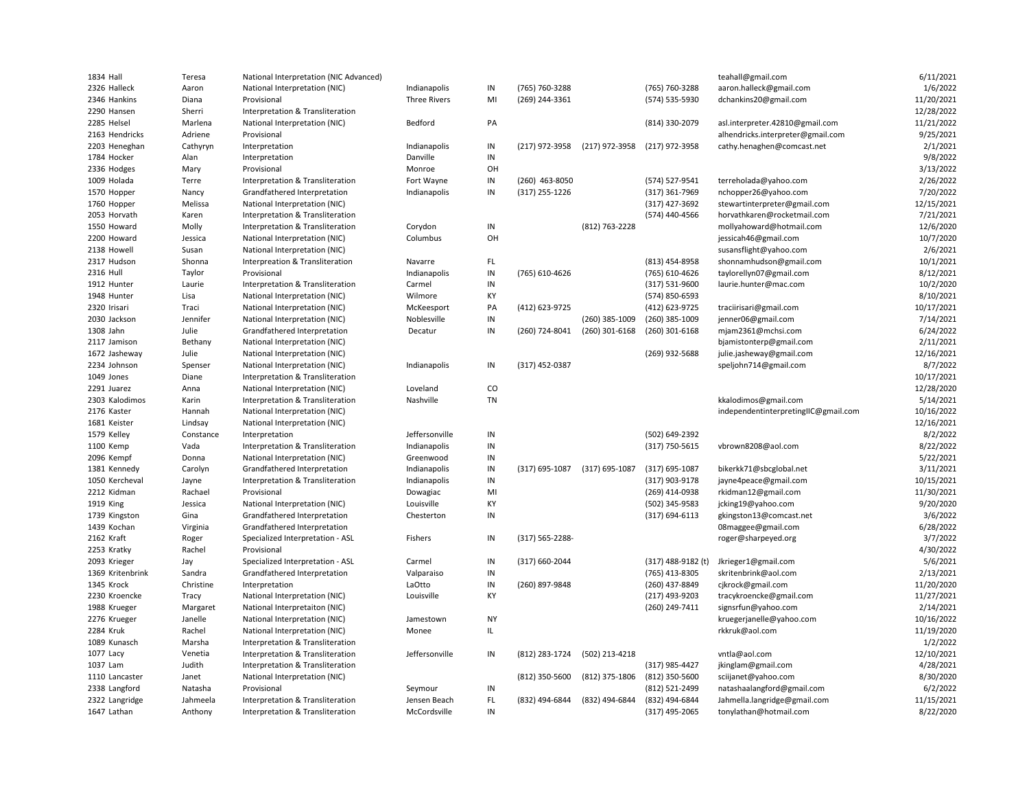| | | | | | | | | | | |
|---|---|---|---|---|---|---|---|---|---|---|
| 1834 | Hall | Teresa | National Interpretation (NIC Advanced) | | | | | | teahall@gmail.com | 6/11/2021 |
| 2326 | Halleck | Aaron | National Interpretation (NIC) | Indianapolis | IN | (765) 760-3288 | | (765) 760-3288 | aaron.halleck@gmail.com | 1/6/2022 |
| 2346 | Hankins | Diana | Provisional | Three Rivers | MI | (269) 244-3361 | | (574) 535-5930 | dchankins20@gmail.com | 11/20/2021 |
| 2290 | Hansen | Sherri | Interpretation & Transliteration | | | | | | | 12/28/2022 |
| 2285 | Helsel | Marlena | National Interpretation (NIC) | Bedford | PA | | | (814) 330-2079 | asl.interpreter.42810@gmail.com | 11/21/2022 |
| 2163 | Hendricks | Adriene | Provisional | | | | | | alhendricks.interpreter@gmail.com | 9/25/2021 |
| 2203 | Heneghan | Cathyryn | Interpretation | Indianapolis | IN | (217) 972-3958 | (217) 972-3958 | (217) 972-3958 | cathy.henaghen@comcast.net | 2/1/2021 |
| 1784 | Hocker | Alan | Interpretation | Danville | IN | | | | | 9/8/2022 |
| 2336 | Hodges | Mary | Provisional | Monroe | OH | | | | | 3/13/2022 |
| 1009 | Holada | Terre | Interpretation & Transliteration | Fort Wayne | IN | (260) 463-8050 | | (574) 527-9541 | terreholada@yahoo.com | 2/26/2022 |
| 1570 | Hopper | Nancy | Grandfathered Interpretation | Indianapolis | IN | (317) 255-1226 | | (317) 361-7969 | nchopper26@yahoo.com | 7/20/2022 |
| 1760 | Hopper | Melissa | National Interpretation (NIC) | | | | | (317) 427-3692 | stewartinterpreter@gmail.com | 12/15/2021 |
| 2053 | Horvath | Karen | Interpretation & Transliteration | | | | | (574) 440-4566 | horvathkaren@rocketmail.com | 7/21/2021 |
| 1550 | Howard | Molly | Interpretation & Transliteration | Corydon | IN | | (812) 763-2228 | | mollyahoward@hotmail.com | 12/6/2020 |
| 2200 | Howard | Jessica | National Interpretation (NIC) | Columbus | OH | | | | jessicah46@gmail.com | 10/7/2020 |
| 2138 | Howell | Susan | National Interpretation (NIC) | | | | | | susansflight@yahoo.com | 2/6/2021 |
| 2317 | Hudson | Shonna | Interpreation & Transliteration | Navarre | FL | | | (813) 454-8958 | shonnamhudson@gmail.com | 10/1/2021 |
| 2316 | Hull | Taylor | Provisional | Indianapolis | IN | (765) 610-4626 | | (765) 610-4626 | taylorellyn07@gmail.com | 8/12/2021 |
| 1912 | Hunter | Laurie | Interpretation & Transliteration | Carmel | IN | | | (317) 531-9600 | laurie.hunter@mac.com | 10/2/2020 |
| 1948 | Hunter | Lisa | National Interpretation (NIC) | Wilmore | KY | | | (574) 850-6593 | | 8/10/2021 |
| 2320 | Irisari | Traci | National Interpretation (NIC) | McKeesport | PA | (412) 623-9725 | | (412) 623-9725 | traciirisari@gmail.com | 10/17/2021 |
| 2030 | Jackson | Jennifer | National Interpretation (NIC) | Noblesville | IN | | (260) 385-1009 | (260) 385-1009 | jenner06@gmail.com | 7/14/2021 |
| 1308 | Jahn | Julie | Grandfathered Interpretation | Decatur | IN | (260) 724-8041 | (260) 301-6168 | (260) 301-6168 | mjam2361@mchsi.com | 6/24/2022 |
| 2117 | Jamison | Bethany | National Interpretation (NIC) | | | | | | bjamistonterp@gmail.com | 2/11/2021 |
| 1672 | Jasheway | Julie | National Interpretation (NIC) | | | | | (269) 932-5688 | julie.jasheway@gmail.com | 12/16/2021 |
| 2234 | Johnson | Spenser | National Interpretation (NIC) | Indianapolis | IN | (317) 452-0387 | | | speljohn714@gmail.com | 8/7/2022 |
| 1049 | Jones | Diane | Interpretation & Transliteration | | | | | | | 10/17/2021 |
| 2291 | Juarez | Anna | National Interpretation (NIC) | Loveland | CO | | | | | 12/28/2020 |
| 2303 | Kalodimos | Karin | Interpretation & Transliteration | Nashville | TN | | | | kkalodimos@gmail.com | 5/14/2021 |
| 2176 | Kaster | Hannah | National Interpretation (NIC) | | | | | | independentinterpretingIIC@gmail.com | 10/16/2022 |
| 1681 | Keister | Lindsay | National Interpretation (NIC) | | | | | | | 12/16/2021 |
| 1579 | Kelley | Constance | Interpretation | Jeffersonville | IN | | | (502) 649-2392 | | 8/2/2022 |
| 1100 | Kemp | Vada | Interpretation & Transliteration | Indianapolis | IN | | | (317) 750-5615 | vbrown8208@aol.com | 8/22/2022 |
| 2096 | Kempf | Donna | National Interpretation (NIC) | Greenwood | IN | | | | | 5/22/2021 |
| 1381 | Kennedy | Carolyn | Grandfathered Interpretation | Indianapolis | IN | (317) 695-1087 | (317) 695-1087 | (317) 695-1087 | bikerkk71@sbcglobal.net | 3/11/2021 |
| 1050 | Kercheval | Jayne | Interpretation & Transliteration | Indianapolis | IN | | | (317) 903-9178 | jayne4peace@gmail.com | 10/15/2021 |
| 2212 | Kidman | Rachael | Provisional | Dowagiac | MI | | | (269) 414-0938 | rkidman12@gmail.com | 11/30/2021 |
| 1919 | King | Jessica | National Interpretation (NIC) | Louisville | KY | | | (502) 345-9583 | jcking19@yahoo.com | 9/20/2020 |
| 1739 | Kingston | Gina | Grandfathered Interpretation | Chesterton | IN | | | (317) 694-6113 | gkingston13@comcast.net | 3/6/2022 |
| 1439 | Kochan | Virginia | Grandfathered Interpretation | | | | | | 08maggee@gmail.com | 6/28/2022 |
| 2162 | Kraft | Roger | Specialized Interpretation - ASL | Fishers | IN | (317) 565-2288- | | | roger@sharpeyed.org | 3/7/2022 |
| 2253 | Kratky | Rachel | Provisional | | | | | | | 4/30/2022 |
| 2093 | Krieger | Jay | Specialized Interpretation - ASL | Carmel | IN | (317) 660-2044 | | (317) 488-9182 (t) | Jkrieger1@gmail.com | 5/6/2021 |
| 1369 | Kritenbrink | Sandra | Grandfathered Interpretation | Valparaiso | IN | | | (765) 413-8305 | skritenbrink@aol.com | 2/13/2021 |
| 1345 | Krock | Christine | Interpretation | LaOtto | IN | (260) 897-9848 | | (260) 437-8849 | cjkrock@gmail.com | 11/20/2020 |
| 2230 | Kroencke | Tracy | National Interpretation (NIC) | Louisville | KY | | | (217) 493-9203 | tracykroencke@gmail.com | 11/27/2021 |
| 1988 | Krueger | Margaret | National Interpretaiton (NIC) | | | | | (260) 249-7411 | signsrfun@yahoo.com | 2/14/2021 |
| 2276 | Krueger | Janelle | National Interpretation (NIC) | Jamestown | NY | | | | kruegerjanelle@yahoo.com | 10/16/2022 |
| 2284 | Kruk | Rachel | National Interpretation (NIC) | Monee | IL | | | | rkkruk@aol.com | 11/19/2020 |
| 1089 | Kunasch | Marsha | Interpretation & Transliteration | | | | | | | 1/2/2022 |
| 1077 | Lacy | Venetia | Interpretation & Transliteration | Jeffersonville | IN | (812) 283-1724 | (502) 213-4218 | | vntla@aol.com | 12/10/2021 |
| 1037 | Lam | Judith | Interpretation & Transliteration | | | | | (317) 985-4427 | jkinglam@gmail.com | 4/28/2021 |
| 1110 | Lancaster | Janet | National Interpretation (NIC) | | | (812) 350-5600 | (812) 375-1806 | (812) 350-5600 | sciijanet@yahoo.com | 8/30/2020 |
| 2338 | Langford | Natasha | Provisional | Seymour | IN | | | (812) 521-2499 | natashaalangford@gmail.com | 6/2/2022 |
| 2322 | Langridge | Jahmeela | Interpretation & Transliteration | Jensen Beach | FL | (832) 494-6844 | (832) 494-6844 | (832) 494-6844 | Jahmella.langridge@gmail.com | 11/15/2021 |
| 1647 | Lathan | Anthony | Interpretation & Transliteration | McCordsville | IN | | | (317) 495-2065 | tonylathan@hotmail.com | 8/22/2020 |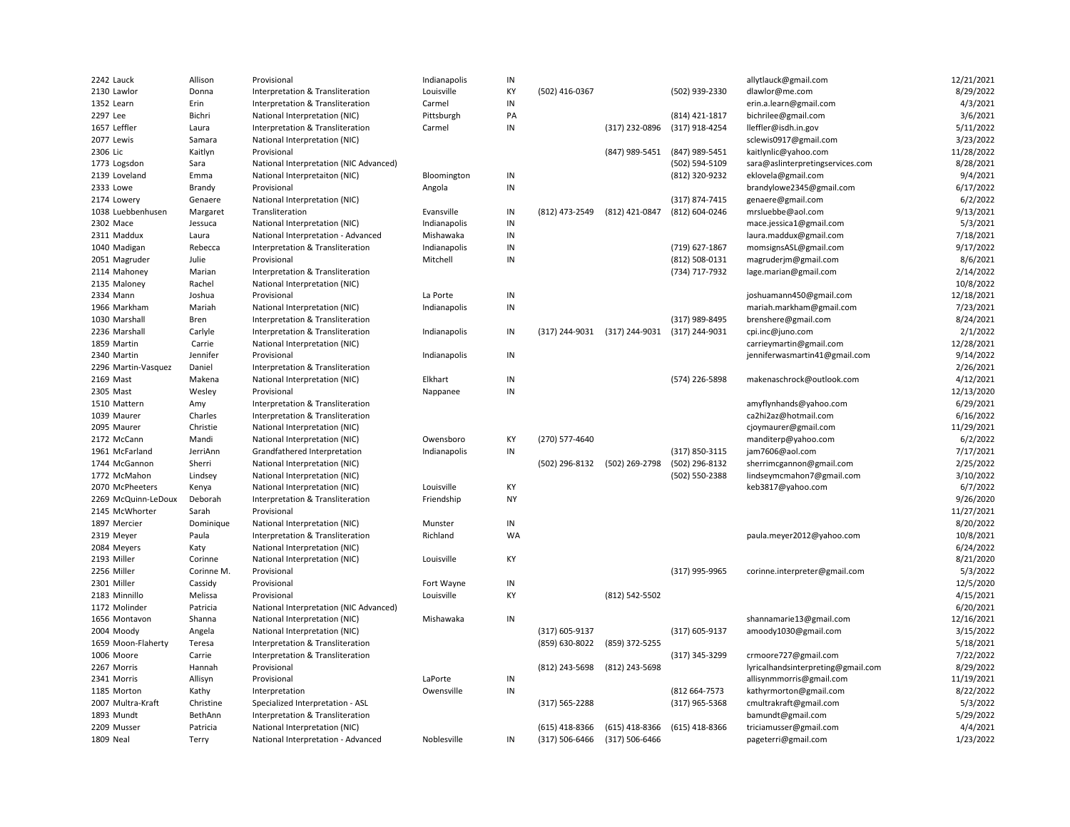| | | | | | | | | | | |
|---|---|---|---|---|---|---|---|---|---|---|
| 2242 | Lauck | Allison | Provisional | Indianapolis | IN | | | | allytlauck@gmail.com | 12/21/2021 |
| 2130 | Lawlor | Donna | Interpretation & Transliteration | Louisville | KY | (502) 416-0367 | | (502) 939-2330 | dlawlor@me.com | 8/29/2022 |
| 1352 | Learn | Erin | Interpretation & Transliteration | Carmel | IN | | | | erin.a.learn@gmail.com | 4/3/2021 |
| 2297 | Lee | Bichri | National Interpretation (NIC) | Pittsburgh | PA | | | (814) 421-1817 | bichrilee@gmail.com | 3/6/2021 |
| 1657 | Leffler | Laura | Interpretation & Transliteration | Carmel | IN | | (317) 232-0896 | (317) 918-4254 | lleffler@isdh.in.gov | 5/11/2022 |
| 2077 | Lewis | Samara | National Interpretation (NIC) | | | | | | sclewis0917@gmail.com | 3/23/2022 |
| 2306 | Lic | Kaitlyn | Provisional | | | | (847) 989-5451 | (847) 989-5451 | kaitlynlic@yahoo.com | 11/28/2022 |
| 1773 | Logsdon | Sara | National Interpretation (NIC Advanced) | | | | | (502) 594-5109 | sara@aslinterpretingservices.com | 8/28/2021 |
| 2139 | Loveland | Emma | National Interpretaiton (NIC) | Bloomington | IN | | | (812) 320-9232 | eklovela@gmail.com | 9/4/2021 |
| 2333 | Lowe | Brandy | Provisional | Angola | IN | | | | brandylowe2345@gmail.com | 6/17/2022 |
| 2174 | Lowery | Genaere | National Interpretation (NIC) | | | | | (317) 874-7415 | genaere@gmail.com | 6/2/2022 |
| 1038 | Luebbenhusen | Margaret | Transliteration | Evansville | IN | (812) 473-2549 | (812) 421-0847 | (812) 604-0246 | mrsluebbe@aol.com | 9/13/2021 |
| 2302 | Mace | Jessuca | National Interpretation (NIC) | Indianapolis | IN | | | | mace.jessica1@gmail.com | 5/3/2021 |
| 2311 | Maddux | Laura | National Interpretation - Advanced | Mishawaka | IN | | | | laura.maddux@gmail.com | 7/18/2021 |
| 1040 | Madigan | Rebecca | Interpretation & Transliteration | Indianapolis | IN | | | (719) 627-1867 | momsignsASL@gmail.com | 9/17/2022 |
| 2051 | Magruder | Julie | Provisional | Mitchell | IN | | | (812) 508-0131 | magruderjm@gmail.com | 8/6/2021 |
| 2114 | Mahoney | Marian | Interpretation & Transliteration | | | | | (734) 717-7932 | lage.marian@gmail.com | 2/14/2022 |
| 2135 | Maloney | Rachel | National Interpretation (NIC) | | | | | | | 10/8/2022 |
| 2334 | Mann | Joshua | Provisional | La Porte | IN | | | | joshuamann450@gmail.com | 12/18/2021 |
| 1966 | Markham | Mariah | National Interpretation (NIC) | Indianapolis | IN | | | | mariah.markham@gmail.com | 7/23/2021 |
| 1030 | Marshall | Bren | Interpretation & Transliteration | | | | | (317) 989-8495 | brenshere@gmail.com | 8/24/2021 |
| 2236 | Marshall | Carlyle | Interpretation & Transliteration | Indianapolis | IN | (317) 244-9031 | (317) 244-9031 | (317) 244-9031 | cpi.inc@juno.com | 2/1/2022 |
| 1859 | Martin | Carrie | National Interpretation (NIC) | | | | | | carrieymartin@gmail.com | 12/28/2021 |
| 2340 | Martin | Jennifer | Provisional | Indianapolis | IN | | | | jenniferwasmartin41@gmail.com | 9/14/2022 |
| 2296 | Martin-Vasquez | Daniel | Interpretation & Transliteration | | | | | | | 2/26/2021 |
| 2169 | Mast | Makena | National Interpretation (NIC) | Elkhart | IN | | | (574) 226-5898 | makenaschrock@outlook.com | 4/12/2021 |
| 2305 | Mast | Wesley | Provisional | Nappanee | IN | | | | | 12/13/2020 |
| 1510 | Mattern | Amy | Interpretation & Transliteration | | | | | | amyflynhands@yahoo.com | 6/29/2021 |
| 1039 | Maurer | Charles | Interpretation & Transliteration | | | | | | ca2hi2az@hotmail.com | 6/16/2022 |
| 2095 | Maurer | Christie | National Interpretation (NIC) | | | | | | cjoymaurer@gmail.com | 11/29/2021 |
| 2172 | McCann | Mandi | National Interpretation (NIC) | Owensboro | KY | (270) 577-4640 | | | manditerp@yahoo.com | 6/2/2022 |
| 1961 | McFarland | JerriAnn | Grandfathered Interpretation | Indianapolis | IN | | | (317) 850-3115 | jam7606@aol.com | 7/17/2021 |
| 1744 | McGannon | Sherri | National Interpretation (NIC) | | | (502) 296-8132 | (502) 269-2798 | (502) 296-8132 | sherrimcgannon@gmail.com | 2/25/2022 |
| 1772 | McMahon | Lindsey | National Interpretation (NIC) | | | | | (502) 550-2388 | lindseymcmahon7@gmail.com | 3/10/2022 |
| 2070 | McPheeters | Kenya | National Interpretation (NIC) | Louisville | KY | | | | keb3817@yahoo.com | 6/7/2022 |
| 2269 | McQuinn-LeDoux | Deborah | Interpretation & Transliteration | Friendship | NY | | | | | 9/26/2020 |
| 2145 | McWhorter | Sarah | Provisional | | | | | | | 11/27/2021 |
| 1897 | Mercier | Dominique | National Interpretation (NIC) | Munster | IN | | | | | 8/20/2022 |
| 2319 | Meyer | Paula | Interpretation & Transliteration | Richland | WA | | | | paula.meyer2012@yahoo.com | 10/8/2021 |
| 2084 | Meyers | Katy | National Interpretation (NIC) | | | | | | | 6/24/2022 |
| 2193 | Miller | Corinne | National Interpretation (NIC) | Louisville | KY | | | | | 8/21/2020 |
| 2256 | Miller | Corinne M. | Provisional | | | | | (317) 995-9965 | corinne.interpreter@gmail.com | 5/3/2022 |
| 2301 | Miller | Cassidy | Provisional | Fort Wayne | IN | | | | | 12/5/2020 |
| 2183 | Minnillo | Melissa | Provisional | Louisville | KY | | (812) 542-5502 | | | 4/15/2021 |
| 1172 | Molinder | Patricia | National Interpretation (NIC Advanced) | | | | | | | 6/20/2021 |
| 1656 | Montavon | Shanna | National Interpretation (NIC) | Mishawaka | IN | | | | shannamarie13@gmail.com | 12/16/2021 |
| 2004 | Moody | Angela | National Interpretation (NIC) | | | (317) 605-9137 | | (317) 605-9137 | amoody1030@gmail.com | 3/15/2022 |
| 1659 | Moon-Flaherty | Teresa | Interpretation & Transliteration | | | (859) 630-8022 | (859) 372-5255 | | | 5/18/2021 |
| 1006 | Moore | Carrie | Interpretation & Transliteration | | | | | (317) 345-3299 | crmoore727@gmail.com | 7/22/2022 |
| 2267 | Morris | Hannah | Provisional | | | (812) 243-5698 | (812) 243-5698 | | lyricalhandsinterpreting@gmail.com | 8/29/2022 |
| 2341 | Morris | Allisyn | Provisional | LaPorte | IN | | | | allisynmmorris@gmail.com | 11/19/2021 |
| 1185 | Morton | Kathy | Interpretation | Owensville | IN | | | (812 664-7573 | kathyrmorton@gmail.com | 8/22/2022 |
| 2007 | Multra-Kraft | Christine | Specialized Interpretation - ASL | | | (317) 565-2288 | | (317) 965-5368 | cmultrakraft@gmail.com | 5/3/2022 |
| 1893 | Mundt | BethAnn | Interpretation & Transliteration | | | | | | bamundt@gmail.com | 5/29/2022 |
| 2209 | Musser | Patricia | National Interpretation (NIC) | | | (615) 418-8366 | (615) 418-8366 | (615) 418-8366 | triciamusser@gmail.com | 4/4/2021 |
| 1809 | Neal | Terry | National Interpretation - Advanced | Noblesville | IN | (317) 506-6466 | (317) 506-6466 | | pageterri@gmail.com | 1/23/2022 |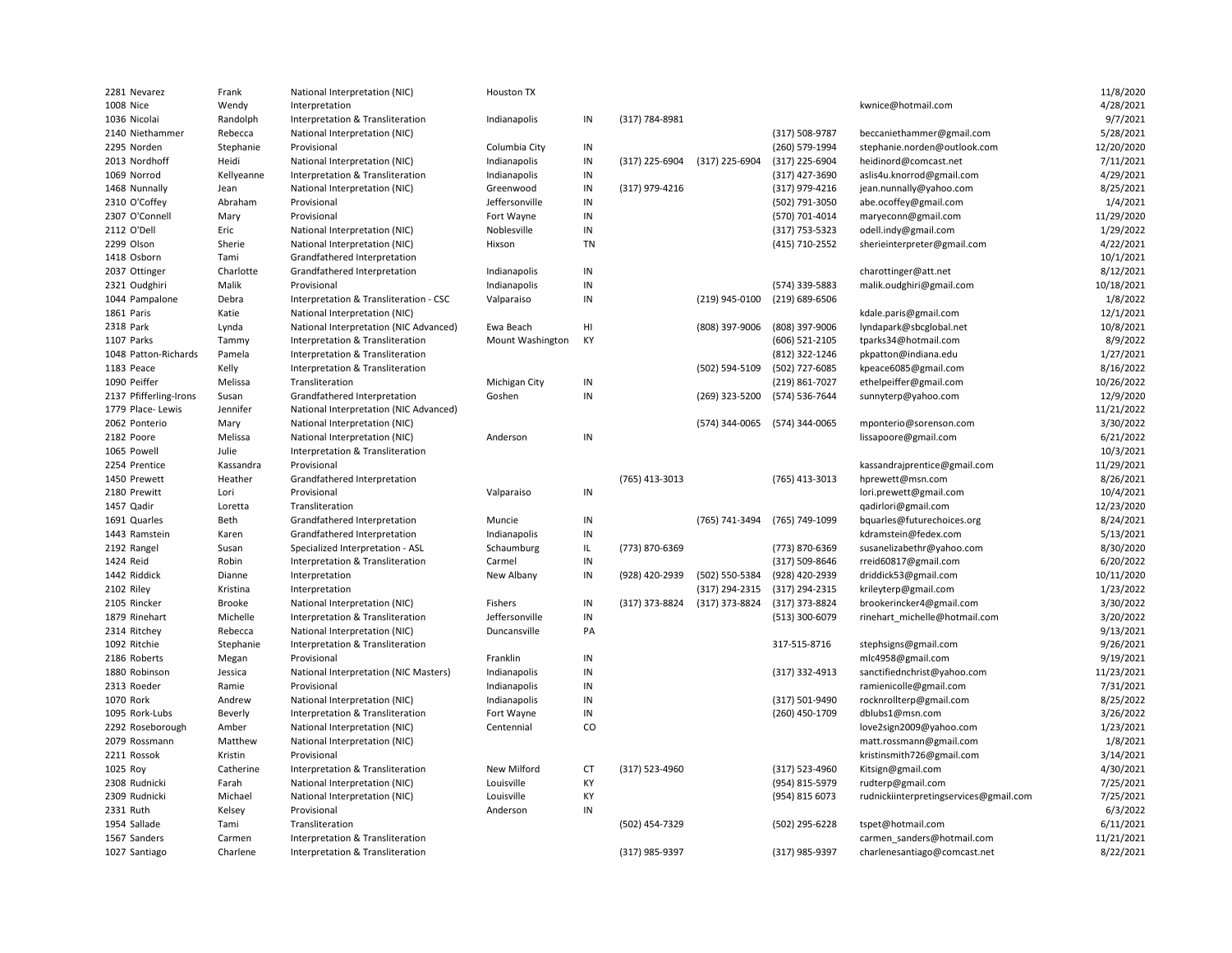| | | | | | | | | | | |
|---|---|---|---|---|---|---|---|---|---|---|
| 2281 | Nevarez | Frank | National Interpretation (NIC) | Houston TX | | | | | | 11/8/2020 |
| 1008 | Nice | Wendy | Interpretation | | | | | | kwnice@hotmail.com | 4/28/2021 |
| 1036 | Nicolai | Randolph | Interpretation & Transliteration | Indianapolis | IN | (317) 784-8981 | | | | 9/7/2021 |
| 2140 | Niethammer | Rebecca | National Interpretation (NIC) | | | | | (317) 508-9787 | beccaniethammer@gmail.com | 5/28/2021 |
| 2295 | Norden | Stephanie | Provisional | Columbia City | IN | | | (260) 579-1994 | stephanie.norden@outlook.com | 12/20/2020 |
| 2013 | Nordhoff | Heidi | National Interpretation (NIC) | Indianapolis | IN | (317) 225-6904 | (317) 225-6904 | (317) 225-6904 | heidinord@comcast.net | 7/11/2021 |
| 1069 | Norrod | Kellyeanne | Interpretation & Transliteration | Indianapolis | IN | | | (317) 427-3690 | aslis4u.knorrod@gmail.com | 4/29/2021 |
| 1468 | Nunnally | Jean | National Interpretation (NIC) | Greenwood | IN | (317) 979-4216 | | (317) 979-4216 | jean.nunnally@yahoo.com | 8/25/2021 |
| 2310 | O'Coffey | Abraham | Provisional | Jeffersonville | IN | | | (502) 791-3050 | abe.ocoffey@gmail.com | 1/4/2021 |
| 2307 | O'Connell | Mary | Provisional | Fort Wayne | IN | | | (570) 701-4014 | maryeconn@gmail.com | 11/29/2020 |
| 2112 | O'Dell | Eric | National Interpretation (NIC) | Noblesville | IN | | | (317) 753-5323 | odell.indy@gmail.com | 1/29/2022 |
| 2299 | Olson | Sherie | National Interpretation (NIC) | Hixson | TN | | | (415) 710-2552 | sherieinterpreter@gmail.com | 4/22/2021 |
| 1418 | Osborn | Tami | Grandfathered Interpretation | | | | | | | 10/1/2021 |
| 2037 | Ottinger | Charlotte | Grandfathered Interpretation | Indianapolis | IN | | | | charottinger@att.net | 8/12/2021 |
| 2321 | Oudghiri | Malik | Provisional | Indianapolis | IN | | | (574) 339-5883 | malik.oudghiri@gmail.com | 10/18/2021 |
| 1044 | Pampalone | Debra | Interpretation & Transliteration - CSC | Valparaiso | IN | | (219) 945-0100 | (219) 689-6506 | | 1/8/2022 |
| 1861 | Paris | Katie | National Interpretation (NIC) | | | | | | kdale.paris@gmail.com | 12/1/2021 |
| 2318 | Park | Lynda | National Interpretation (NIC Advanced) | Ewa Beach | HI | | (808) 397-9006 | (808) 397-9006 | lyndapark@sbcglobal.net | 10/8/2021 |
| 1107 | Parks | Tammy | Interpretation & Transliteration | Mount Washington | KY | | | (606) 521-2105 | tparks34@hotmail.com | 8/9/2022 |
| 1048 | Patton-Richards | Pamela | Interpretation & Transliteration | | | | | (812) 322-1246 | pkpatton@indiana.edu | 1/27/2021 |
| 1183 | Peace | Kelly | Interpretation & Transliteration | | | | (502) 594-5109 | (502) 727-6085 | kpeace6085@gmail.com | 8/16/2022 |
| 1090 | Peiffer | Melissa | Transliteration | Michigan City | IN | | | (219) 861-7027 | ethelpeiffer@gmail.com | 10/26/2022 |
| 2137 | Pfifferling-Irons | Susan | Grandfathered Interpretation | Goshen | IN | | (269) 323-5200 | (574) 536-7644 | sunnyterp@yahoo.com | 12/9/2020 |
| 1779 | Place- Lewis | Jennifer | National Interpretation (NIC Advanced) | | | | | | | 11/21/2022 |
| 2062 | Ponterio | Mary | National Interpretation (NIC) | | | | (574) 344-0065 | (574) 344-0065 | mponterio@sorenson.com | 3/30/2022 |
| 2182 | Poore | Melissa | National Interpretation (NIC) | Anderson | IN | | | | lissapoore@gmail.com | 6/21/2022 |
| 1065 | Powell | Julie | Interpretation & Transliteration | | | | | | | 10/3/2021 |
| 2254 | Prentice | Kassandra | Provisional | | | | | | kassandrajprentice@gmail.com | 11/29/2021 |
| 1450 | Prewett | Heather | Grandfathered Interpretation | | | (765) 413-3013 | | (765) 413-3013 | hprewett@msn.com | 8/26/2021 |
| 2180 | Prewitt | Lori | Provisional | Valparaiso | IN | | | | lori.prewett@gmail.com | 10/4/2021 |
| 1457 | Qadir | Loretta | Transliteration | | | | | | qadirlori@gmail.com | 12/23/2020 |
| 1691 | Quarles | Beth | Grandfathered Interpretation | Muncie | IN | | (765) 741-3494 | (765) 749-1099 | bquarles@futurechoices.org | 8/24/2021 |
| 1443 | Ramstein | Karen | Grandfathered Interpretation | Indianapolis | IN | | | | kdramstein@fedex.com | 5/13/2021 |
| 2192 | Rangel | Susan | Specialized Interpretation - ASL | Schaumburg | IL | (773) 870-6369 | | (773) 870-6369 | susanelizabethr@yahoo.com | 8/30/2020 |
| 1424 | Reid | Robin | Interpretation & Transliteration | Carmel | IN | | | (317) 509-8646 | rreid60817@gmail.com | 6/20/2022 |
| 1442 | Riddick | Dianne | Interpretation | New Albany | IN | (928) 420-2939 | (502) 550-5384 | (928) 420-2939 | driddick53@gmail.com | 10/11/2020 |
| 2102 | Riley | Kristina | Interpretation | | | | (317) 294-2315 | (317) 294-2315 | krileyterp@gmail.com | 1/23/2022 |
| 2105 | Rincker | Brooke | National Interpretation (NIC) | Fishers | IN | (317) 373-8824 | (317) 373-8824 | (317) 373-8824 | brookerincker4@gmail.com | 3/30/2022 |
| 1879 | Rinehart | Michelle | Interpretation & Transliteration | Jeffersonville | IN | | | (513) 300-6079 | rinehart_michelle@hotmail.com | 3/20/2022 |
| 2314 | Ritchey | Rebecca | National Interpretation (NIC) | Duncansville | PA | | | | | 9/13/2021 |
| 1092 | Ritchie | Stephanie | Interpretation & Transliteration | | | | | 317-515-8716 | stephsigns@gmail.com | 9/26/2021 |
| 2186 | Roberts | Megan | Provisional | Franklin | IN | | | | mlc4958@gmail.com | 9/19/2021 |
| 1880 | Robinson | Jessica | National Interpretation (NIC Masters) | Indianapolis | IN | | | (317) 332-4913 | sanctifiednchrist@yahoo.com | 11/23/2021 |
| 2313 | Roeder | Ramie | Provisional | Indianapolis | IN | | | | ramienicolle@gmail.com | 7/31/2021 |
| 1070 | Rork | Andrew | National Interpretation (NIC) | Indianapolis | IN | | | (317) 501-9490 | rocknrollterp@gmail.com | 8/25/2022 |
| 1095 | Rork-Lubs | Beverly | Interpretation & Transliteration | Fort Wayne | IN | | | (260) 450-1709 | dblubs1@msn.com | 3/26/2022 |
| 2292 | Roseborough | Amber | National Interpretation (NIC) | Centennial | CO | | | | love2sign2009@yahoo.com | 1/23/2021 |
| 2079 | Rossmann | Matthew | National Interpretation (NIC) | | | | | | matt.rossmann@gmail.com | 1/8/2021 |
| 2211 | Rossok | Kristin | Provisional | | | | | | kristinsmith726@gmail.com | 3/14/2021 |
| 1025 | Roy | Catherine | Interpretation & Transliteration | New Milford | CT | (317) 523-4960 | | (317) 523-4960 | Kitsign@gmail.com | 4/30/2021 |
| 2308 | Rudnicki | Farah | National Interpretation (NIC) | Louisville | KY | | | (954) 815-5979 | rudterp@gmail.com | 7/25/2021 |
| 2309 | Rudnicki | Michael | National Interpretation (NIC) | Louisville | KY | | | (954) 815 6073 | rudnickiinterpretingservices@gmail.com | 7/25/2021 |
| 2331 | Ruth | Kelsey | Provisional | Anderson | IN | | | | | 6/3/2022 |
| 1954 | Sallade | Tami | Transliteration | | | (502) 454-7329 | | (502) 295-6228 | tspet@hotmail.com | 6/11/2021 |
| 1567 | Sanders | Carmen | Interpretation & Transliteration | | | | | | carmen_sanders@hotmail.com | 11/21/2021 |
| 1027 | Santiago | Charlene | Interpretation & Transliteration | | | (317) 985-9397 | | (317) 985-9397 | charlenesantiago@comcast.net | 8/22/2021 |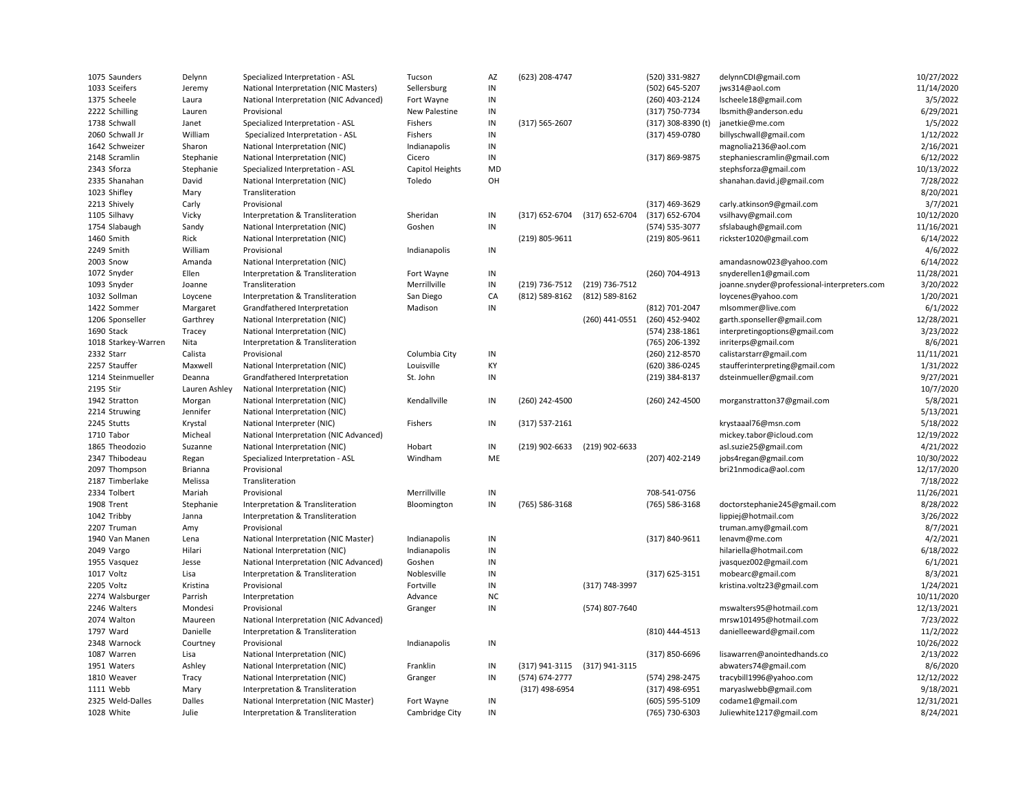| | | | | | | | | | | |
|---|---|---|---|---|---|---|---|---|---|---|
| 1075 | Saunders | Delynn | Specialized Interpretation - ASL | Tucson | AZ | (623) 208-4747 | | (520) 331-9827 | delynnCDI@gmail.com | 10/27/2022 |
| 1033 | Sceifers | Jeremy | National Interpretation (NIC Masters) | Sellersburg | IN | | | (502) 645-5207 | jws314@aol.com | 11/14/2020 |
| 1375 | Scheele | Laura | National Interpretation (NIC Advanced) | Fort Wayne | IN | | | (260) 403-2124 | lscheele18@gmail.com | 3/5/2022 |
| 2222 | Schilling | Lauren | Provisional | New Palestine | IN | | | (317) 750-7734 | lbsmith@anderson.edu | 6/29/2021 |
| 1738 | Schwall | Janet | Specialized Interpretation - ASL | Fishers | IN | (317) 565-2607 | | (317) 308-8390 (t) | janetkie@me.com | 1/5/2022 |
| 2060 | Schwall Jr | William | Specialized Interpretation - ASL | Fishers | IN | | | (317) 459-0780 | billyschwall@gmail.com | 1/12/2022 |
| 1642 | Schweizer | Sharon | National Interpretation (NIC) | Indianapolis | IN | | | | magnolia2136@aol.com | 2/16/2021 |
| 2148 | Scramlin | Stephanie | National Interpretation (NIC) | Cicero | IN | | | (317) 869-9875 | stephaniescramlin@gmail.com | 6/12/2022 |
| 2343 | Sforza | Stephanie | Specialized Interpretation - ASL | Capitol Heights | MD | | | | stephsforza@gmail.com | 10/13/2022 |
| 2335 | Shanahan | David | National Interpretation (NIC) | Toledo | OH | | | | shanahan.david.j@gmail.com | 7/28/2022 |
| 1023 | Shifley | Mary | Transliteration | | | | | | | 8/20/2021 |
| 2213 | Shively | Carly | Provisional | | | | | (317) 469-3629 | carly.atkinson9@gmail.com | 3/7/2021 |
| 1105 | Silhavy | Vicky | Interpretation & Transliteration | Sheridan | IN | (317) 652-6704 | (317) 652-6704 | (317) 652-6704 | vsilhavy@gmail.com | 10/12/2020 |
| 1754 | Slabaugh | Sandy | National Interpretation (NIC) | Goshen | IN | | | (574) 535-3077 | sfslabaugh@gmail.com | 11/16/2021 |
| 1460 | Smith | Rick | National Interpretation (NIC) | | | (219) 805-9611 | | (219) 805-9611 | rickster1020@gmail.com | 6/14/2022 |
| 2249 | Smith | William | Provisional | Indianapolis | IN | | | | | 4/6/2022 |
| 2003 | Snow | Amanda | National Interpretation (NIC) | | | | | | amandasnow023@yahoo.com | 6/14/2022 |
| 1072 | Snyder | Ellen | Interpretation & Transliteration | Fort Wayne | IN | | | (260) 704-4913 | snyderellen1@gmail.com | 11/28/2021 |
| 1093 | Snyder | Joanne | Transliteration | Merrillville | IN | (219) 736-7512 | (219) 736-7512 | | joanne.snyder@professional-interpreters.com | 3/20/2022 |
| 1032 | Sollman | Loycene | Interpretation & Transliteration | San Diego | CA | (812) 589-8162 | (812) 589-8162 | | loycenes@yahoo.com | 1/20/2021 |
| 1422 | Sommer | Margaret | Grandfathered Interpretation | Madison | IN | | | (812) 701-2047 | mlsommer@live.com | 6/1/2022 |
| 1206 | Sponseller | Garthrey | National Interpretation (NIC) | | | | (260) 441-0551 | (260) 452-9402 | garth.sponseller@gmail.com | 12/28/2021 |
| 1690 | Stack | Tracey | National Interpretation (NIC) | | | | | (574) 238-1861 | interpretingoptions@gmail.com | 3/23/2022 |
| 1018 | Starkey-Warren | Nita | Interpretation & Transliteration | | | | | (765) 206-1392 | inriterps@gmail.com | 8/6/2021 |
| 2332 | Starr | Calista | Provisional | Columbia City | IN | | | (260) 212-8570 | calistarstarr@gmail.com | 11/11/2021 |
| 2257 | Stauffer | Maxwell | National Interpretation (NIC) | Louisville | KY | | | (620) 386-0245 | staufferinterpreting@gmail.com | 1/31/2022 |
| 1214 | Steinmueller | Deanna | Grandfathered Interpretation | St. John | IN | | | (219) 384-8137 | dsteinmueller@gmail.com | 9/27/2021 |
| 2195 | Stir | Lauren Ashley | National Interpretation (NIC) | | | | | | | 10/7/2020 |
| 1942 | Stratton | Morgan | National Interpretation (NIC) | Kendallville | IN | (260) 242-4500 | | (260) 242-4500 | morganstratton37@gmail.com | 5/8/2021 |
| 2214 | Struwing | Jennifer | National Interpretation (NIC) | | | | | | | 5/13/2021 |
| 2245 | Stutts | Krystal | National Interpreter (NIC) | Fishers | IN | (317) 537-2161 | | | krystaaal76@msn.com | 5/18/2022 |
| 1710 | Tabor | Micheal | National Interpretation (NIC Advanced) | | | | | | mickey.tabor@icloud.com | 12/19/2022 |
| 1865 | Theodozio | Suzanne | National Interpretation (NIC) | Hobart | IN | (219) 902-6633 | (219) 902-6633 | | asl.suzie25@gmail.com | 4/21/2022 |
| 2347 | Thibodeau | Regan | Specialized Interpretation - ASL | Windham | ME | | | (207) 402-2149 | jobs4regan@gmail.com | 10/30/2022 |
| 2097 | Thompson | Brianna | Provisional | | | | | | bri21nmodica@aol.com | 12/17/2020 |
| 2187 | Timberlake | Melissa | Transliteration | | | | | | | 7/18/2022 |
| 2334 | Tolbert | Mariah | Provisional | Merrillville | IN | | | 708-541-0756 | | 11/26/2021 |
| 1908 | Trent | Stephanie | Interpretation & Transliteration | Bloomington | IN | (765) 586-3168 | | (765) 586-3168 | doctorstephanie245@gmail.com | 8/28/2022 |
| 1042 | Tribby | Janna | Interpretation & Transliteration | | | | | | lippiej@hotmail.com | 3/26/2022 |
| 2207 | Truman | Amy | Provisional | | | | | | truman.amy@gmail.com | 8/7/2021 |
| 1940 | Van Manen | Lena | National Interpretation (NIC Master) | Indianapolis | IN | | | (317) 840-9611 | lenavm@me.com | 4/2/2021 |
| 2049 | Vargo | Hilari | National Interpretation (NIC) | Indianapolis | IN | | | | hilariella@hotmail.com | 6/18/2022 |
| 1955 | Vasquez | Jesse | National Interpretation (NIC Advanced) | Goshen | IN | | | | jvasquez002@gmail.com | 6/1/2021 |
| 1017 | Voltz | Lisa | Interpretation & Transliteration | Noblesville | IN | | | (317) 625-3151 | mobearc@gmail.com | 8/3/2021 |
| 2205 | Voltz | Kristina | Provisional | Fortville | IN | | (317) 748-3997 | | kristina.voltz23@gmail.com | 1/24/2021 |
| 2274 | Walsburger | Parrish | Interpretation | Advance | NC | | | | | 10/11/2020 |
| 2246 | Walters | Mondesi | Provisional | Granger | IN | | (574) 807-7640 | | mswalters95@hotmail.com | 12/13/2021 |
| 2074 | Walton | Maureen | National Interpretation (NIC Advanced) | | | | | | mrsw101495@hotmail.com | 7/23/2022 |
| 1797 | Ward | Danielle | Interpretation & Transliteration | | | | | (810) 444-4513 | danielleeward@gmail.com | 11/2/2022 |
| 2348 | Warnock | Courtney | Provisional | Indianapolis | IN | | | | | 10/26/2022 |
| 1087 | Warren | Lisa | National Interpretation (NIC) | | | | | (317) 850-6696 | lisawarren@anointedhands.co | 2/13/2022 |
| 1951 | Waters | Ashley | National Interpretation (NIC) | Franklin | IN | (317) 941-3115 | (317) 941-3115 | | abwaters74@gmail.com | 8/6/2020 |
| 1810 | Weaver | Tracy | National Interpretation (NIC) | Granger | IN | (574) 674-2777 | | (574) 298-2475 | tracybill1996@yahoo.com | 12/12/2022 |
| 1111 | Webb | Mary | Interpretation & Transliteration | | | (317) 498-6954 | | (317) 498-6951 | maryaslwebb@gmail.com | 9/18/2021 |
| 2325 | Weld-Dalles | Dalles | National Interpretation (NIC Master) | Fort Wayne | IN | | | (605) 595-5109 | codame1@gmail.com | 12/31/2021 |
| 1028 | White | Julie | Interpretation & Transliteration | Cambridge City | IN | | | (765) 730-6303 | Juliewhite1217@gmail.com | 8/24/2021 |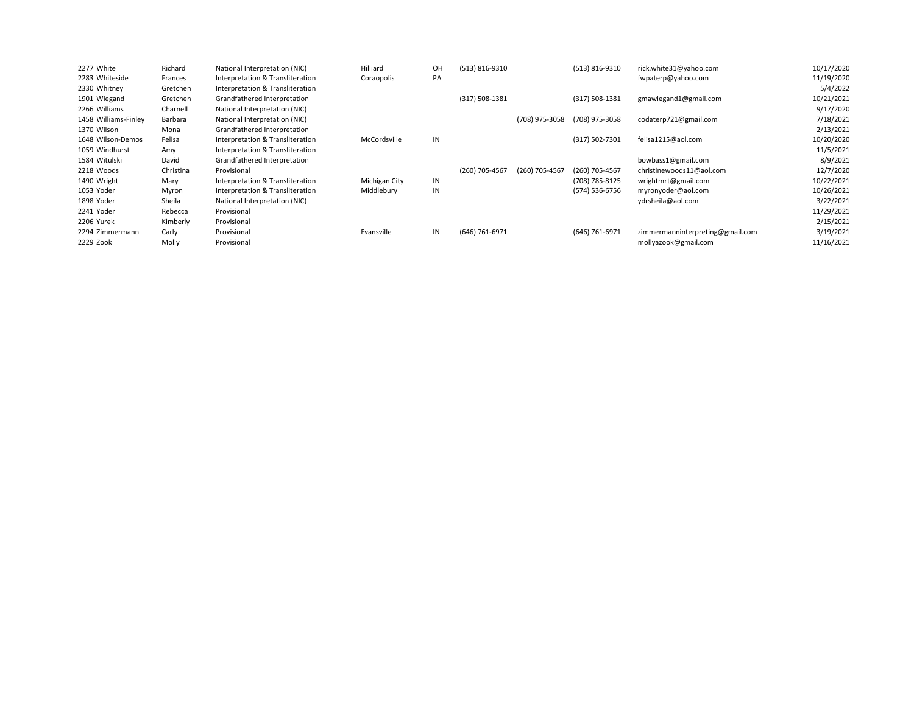| | | | | | | | | | | |
|---|---|---|---|---|---|---|---|---|---|---|
| 2277 | White | Richard | National Interpretation (NIC) | Hilliard | OH | (513) 816-9310 | | (513) 816-9310 | rick.white31@yahoo.com | 10/17/2020 |
| 2283 | Whiteside | Frances | Interpretation & Transliteration | Coraopolis | PA | | | | fwpaterp@yahoo.com | 11/19/2020 |
| 2330 | Whitney | Gretchen | Interpretation & Transliteration | | | | | | | 5/4/2022 |
| 1901 | Wiegand | Gretchen | Grandfathered Interpretation | | | (317) 508-1381 | | (317) 508-1381 | gmawiegand1@gmail.com | 10/21/2021 |
| 2266 | Williams | Charnell | National Interpretation (NIC) | | | | | | | 9/17/2020 |
| 1458 | Williams-Finley | Barbara | National Interpretation (NIC) | | | | (708) 975-3058 | (708) 975-3058 | codaterp721@gmail.com | 7/18/2021 |
| 1370 | Wilson | Mona | Grandfathered Interpretation | | | | | | | 2/13/2021 |
| 1648 | Wilson-Demos | Felisa | Interpretation & Transliteration | McCordsville | IN | | | (317) 502-7301 | felisa1215@aol.com | 10/20/2020 |
| 1059 | Windhurst | Amy | Interpretation & Transliteration | | | | | | | 11/5/2021 |
| 1584 | Witulski | David | Grandfathered Interpretation | | | | | | bowbass1@gmail.com | 8/9/2021 |
| 2218 | Woods | Christina | Provisional | | | (260) 705-4567 | (260) 705-4567 | (260) 705-4567 | christinewoods11@aol.com | 12/7/2020 |
| 1490 | Wright | Mary | Interpretation & Transliteration | Michigan City | IN | | | (708) 785-8125 | wrightmrt@gmail.com | 10/22/2021 |
| 1053 | Yoder | Myron | Interpretation & Transliteration | Middlebury | IN | | | (574) 536-6756 | myronyoder@aol.com | 10/26/2021 |
| 1898 | Yoder | Sheila | National Interpretation (NIC) | | | | | | ydrsheila@aol.com | 3/22/2021 |
| 2241 | Yoder | Rebecca | Provisional | | | | | | | 11/29/2021 |
| 2206 | Yurek | Kimberly | Provisional | | | | | | | 2/15/2021 |
| 2294 | Zimmermann | Carly | Provisional | Evansville | IN | (646) 761-6971 | | (646) 761-6971 | zimmermanninterpreting@gmail.com | 3/19/2021 |
| 2229 | Zook | Molly | Provisional | | | | | | mollyazook@gmail.com | 11/16/2021 |